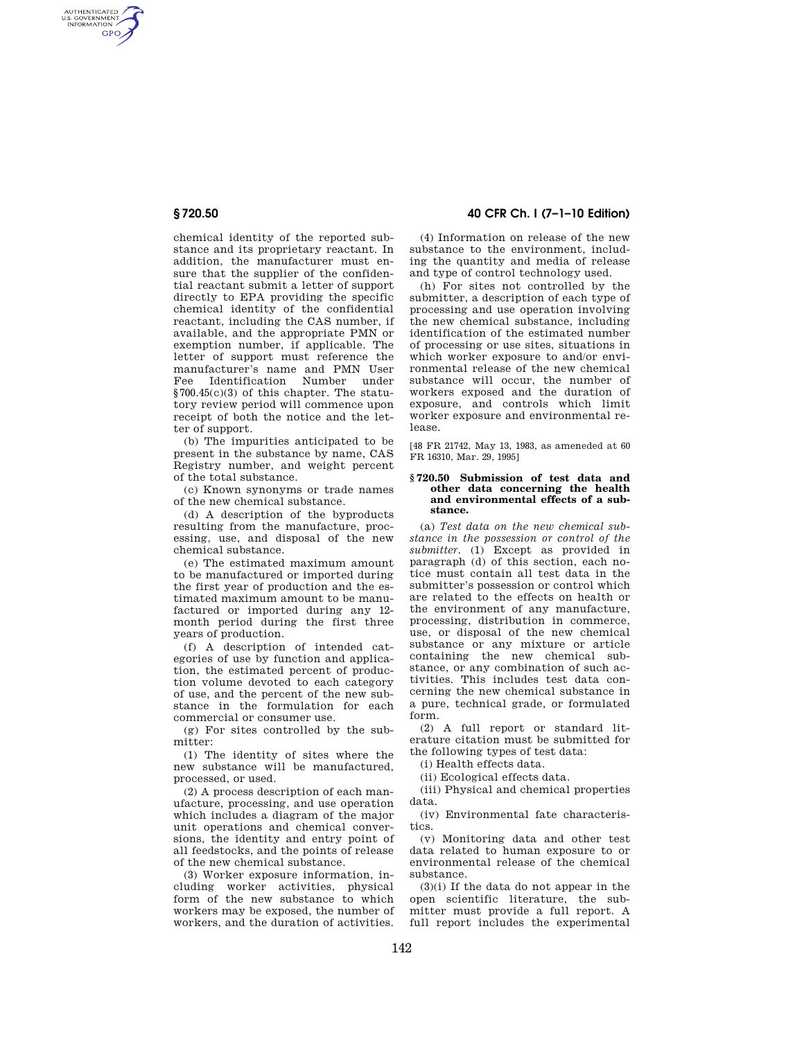chemical identity of the reported substance and its proprietary reactant. In addition, the manufacturer must ensure that the supplier of the confidential reactant submit a letter of support directly to EPA providing the specific chemical identity of the confidential reactant, including the CAS number, if available, and the appropriate PMN or exemption number, if applicable. The letter of support must reference the manufacturer's name and PMN User Fee Identification Number under §700.45(c)(3) of this chapter. The statutory review period will commence upon receipt of both the notice and the letter of support.

(b) The impurities anticipated to be present in the substance by name, CAS Registry number, and weight percent of the total substance.

(c) Known synonyms or trade names of the new chemical substance.

(d) A description of the byproducts resulting from the manufacture, processing, use, and disposal of the new chemical substance.

(e) The estimated maximum amount to be manufactured or imported during the first year of production and the estimated maximum amount to be manufactured or imported during any 12-month period during the first three years of production.

(f) A description of intended categories of use by function and application, the estimated percent of production volume devoted to each category of use, and the percent of the new substance in the formulation for each commercial or consumer use.

(g) For sites controlled by the submitter:

(1) The identity of sites where the new substance will be manufactured, processed, or used.

(2) A process description of each manufacture, processing, and use operation which includes a diagram of the major unit operations and chemical conversions, the identity and entry point of all feedstocks, and the points of release of the new chemical substance.

(3) Worker exposure information, including worker activities, physical form of the new substance to which workers may be exposed, the number of workers, and the duration of activities.

(4) Information on release of the new substance to the environment, including the quantity and media of release and type of control technology used.

(h) For sites not controlled by the submitter, a description of each type of processing and use operation involving the new chemical substance, including identification of the estimated number of processing or use sites, situations in which worker exposure to and/or environmental release of the new chemical substance will occur, the number of workers exposed and the duration of exposure, and controls which limit worker exposure and environmental release.

[48 FR 21742, May 13, 1983, as ameneded at 60 FR 16310, Mar. 29, 1995]

### § 720.50 Submission of test data and other data concerning the health and environmental effects of a substance.

(a) *Test data on the new chemical substance in the possession or control of the submitter.* (1) Except as provided in paragraph (d) of this section, each notice must contain all test data in the submitter's possession or control which are related to the effects on health or the environment of any manufacture, processing, distribution in commerce, use, or disposal of the new chemical substance or any mixture or article containing the new chemical substance, or any combination of such activities. This includes test data concerning the new chemical substance in a pure, technical grade, or formulated form.

(2) A full report or standard literature citation must be submitted for the following types of test data:

(i) Health effects data.

(ii) Ecological effects data.

(iii) Physical and chemical properties data.

(iv) Environmental fate characteristics.

(v) Monitoring data and other test data related to human exposure to or environmental release of the chemical substance.

(3)(i) If the data do not appear in the open scientific literature, the submitter must provide a full report. A full report includes the experimental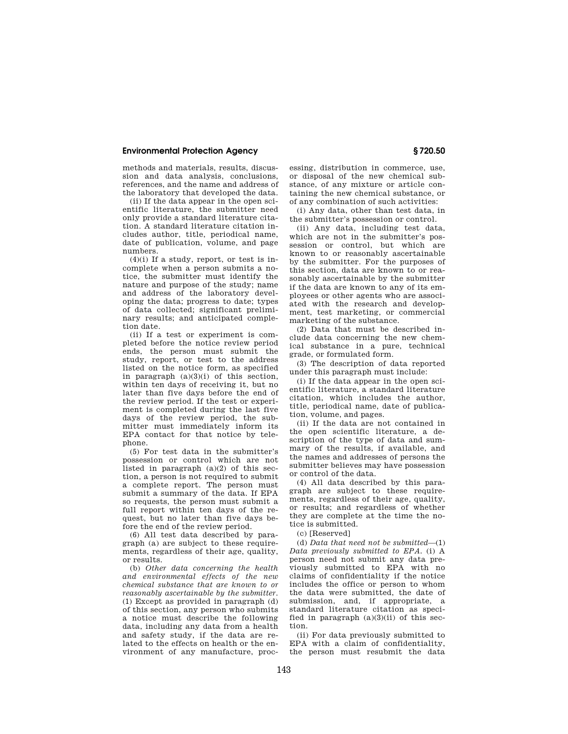methods and materials, results, discussion and data analysis, conclusions, references, and the name and address of the laboratory that developed the data.

(ii) If the data appear in the open scientific literature, the submitter need only provide a standard literature citation. A standard literature citation includes author, title, periodical name, date of publication, volume, and page numbers.

(4)(i) If a study, report, or test is incomplete when a person submits a notice, the submitter must identify the nature and purpose of the study; name and address of the laboratory developing the data; progress to date; types of data collected; significant preliminary results; and anticipated completion date.

(ii) If a test or experiment is completed before the notice review period ends, the person must submit the study, report, or test to the address listed on the notice form, as specified in paragraph (a)(3)(i) of this section, within ten days of receiving it, but no later than five days before the end of the review period. If the test or experiment is completed during the last five days of the review period, the submitter must immediately inform its EPA contact for that notice by telephone.

(5) For test data in the submitter's possession or control which are not listed in paragraph (a)(2) of this section, a person is not required to submit a complete report. The person must submit a summary of the data. If EPA so requests, the person must submit a full report within ten days of the request, but no later than five days before the end of the review period.

(6) All test data described by paragraph (a) are subject to these requirements, regardless of their age, quality, or results.

(b) *Other data concerning the health and environmental effects of the new chemical substance that are known to or reasonably ascertainable by the submitter.* (1) Except as provided in paragraph (d) of this section, any person who submits a notice must describe the following data, including any data from a health and safety study, if the data are related to the effects on health or the environment of any manufacture, processing, distribution in commerce, use, or disposal of the new chemical substance, of any mixture or article containing the new chemical substance, or of any combination of such activities:

(i) Any data, other than test data, in the submitter's possession or control.

(ii) Any data, including test data, which are not in the submitter's possession or control, but which are known to or reasonably ascertainable by the submitter. For the purposes of this section, data are known to or reasonably ascertainable by the submitter if the data are known to any of its employees or other agents who are associated with the research and development, test marketing, or commercial marketing of the substance.

(2) Data that must be described include data concerning the new chemical substance in a pure, technical grade, or formulated form.

(3) The description of data reported under this paragraph must include:

(i) If the data appear in the open scientific literature, a standard literature citation, which includes the author, title, periodical name, date of publication, volume, and pages.

(ii) If the data are not contained in the open scientific literature, a description of the type of data and summary of the results, if available, and the names and addresses of persons the submitter believes may have possession or control of the data.

(4) All data described by this paragraph are subject to these requirements, regardless of their age, quality, or results; and regardless of whether they are complete at the time the notice is submitted.

(c) [Reserved]

(d) *Data that need not be submitted*—(1) *Data previously submitted to EPA.* (i) A person need not submit any data previously submitted to EPA with no claims of confidentiality if the notice includes the office or person to whom the data were submitted, the date of submission, and, if appropriate, a standard literature citation as specified in paragraph (a)(3)(ii) of this section.

(ii) For data previously submitted to EPA with a claim of confidentiality, the person must resubmit the data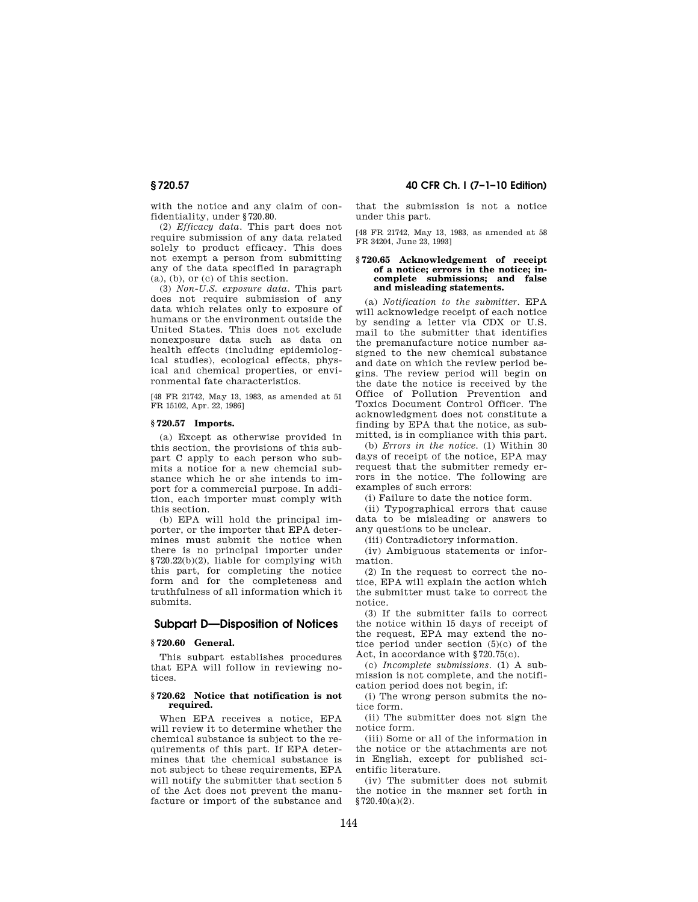with the notice and any claim of confidentiality, under §720.80.

(2) *Efficacy data.* This part does not require submission of any data related solely to product efficacy. This does not exempt a person from submitting any of the data specified in paragraph (a), (b), or (c) of this section.

(3) *Non-U.S. exposure data.* This part does not require submission of any data which relates only to exposure of humans or the environment outside the United States. This does not exclude nonexposure data such as data on health effects (including epidemiological studies), ecological effects, physical and chemical properties, or environmental fate characteristics.

[48 FR 21742, May 13, 1983, as amended at 51 FR 15102, Apr. 22, 1986]

### § 720.57 Imports.

(a) Except as otherwise provided in this section, the provisions of this subpart C apply to each person who submits a notice for a new chemcial substance which he or she intends to import for a commercial purpose. In addition, each importer must comply with this section.

(b) EPA will hold the principal importer, or the importer that EPA determines must submit the notice when there is no principal importer under §720.22(b)(2), liable for complying with this part, for completing the notice form and for the completeness and truthfulness of all information which it submits.

## Subpart D—Disposition of Notices

### § 720.60 General.

This subpart establishes procedures that EPA will follow in reviewing notices.

### § 720.62 Notice that notification is not required.

When EPA receives a notice, EPA will review it to determine whether the chemical substance is subject to the requirements of this part. If EPA determines that the chemical substance is not subject to these requirements, EPA will notify the submitter that section 5 of the Act does not prevent the manufacture or import of the substance and that the submission is not a notice under this part.

[48 FR 21742, May 13, 1983, as amended at 58 FR 34204, June 23, 1993]

### § 720.65 Acknowledgement of receipt of a notice; errors in the notice; incomplete submissions; and false and misleading statements.

(a) *Notification to the submitter.* EPA will acknowledge receipt of each notice by sending a letter via CDX or U.S. mail to the submitter that identifies the premanufacture notice number assigned to the new chemical substance and date on which the review period begins. The review period will begin on the date the notice is received by the Office of Pollution Prevention and Toxics Document Control Officer. The acknowledgment does not constitute a finding by EPA that the notice, as submitted, is in compliance with this part.

(b) *Errors in the notice.* (1) Within 30 days of receipt of the notice, EPA may request that the submitter remedy errors in the notice. The following are examples of such errors:

(i) Failure to date the notice form.

(ii) Typographical errors that cause data to be misleading or answers to any questions to be unclear.

(iii) Contradictory information.

(iv) Ambiguous statements or information.

(2) In the request to correct the notice, EPA will explain the action which the submitter must take to correct the notice.

(3) If the submitter fails to correct the notice within 15 days of receipt of the request, EPA may extend the notice period under section (5)(c) of the Act, in accordance with §720.75(c).

(c) *Incomplete submissions.* (1) A submission is not complete, and the notification period does not begin, if:

(i) The wrong person submits the notice form.

(ii) The submitter does not sign the notice form.

(iii) Some or all of the information in the notice or the attachments are not in English, except for published scientific literature.

(iv) The submitter does not submit the notice in the manner set forth in §720.40(a)(2).